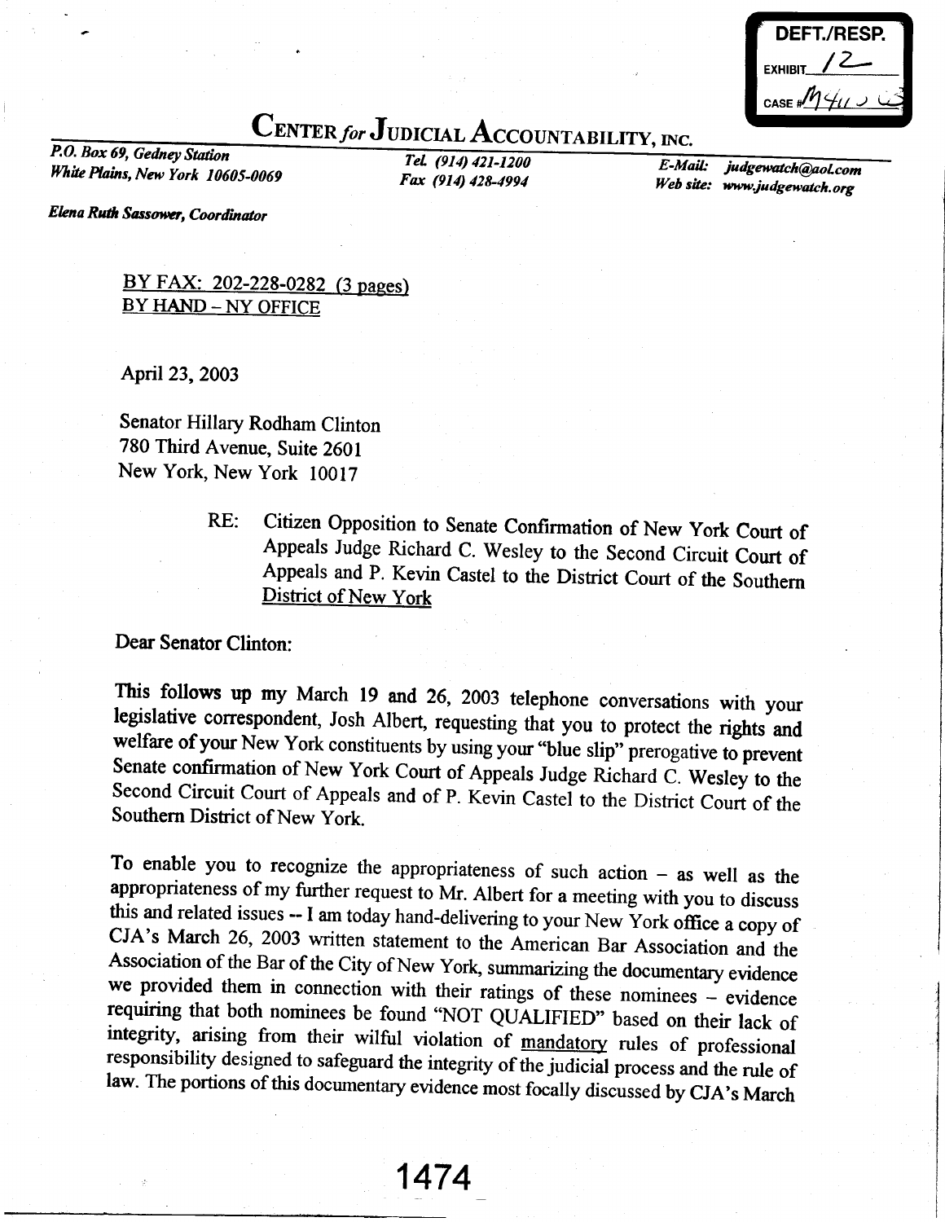DEFT./RESP.
EXHIBIT 12
CASE # M410 03

# CENTER *for* JUDICIAL ACCOUNTABILITY, INC.

*P.O. Box 69, Gedney Station*
*White Plains, New York 10605-0069*

*Tel. (914) 421-1200*
*Fax (914) 428-4994*

*E-Mail: judgewatch@aol.com*
*Web site: www.judgewatch.org*

***Elena Ruth Sassower, Coordinator***

BY FAX: 202-228-0282 (3 pages)
BY HAND – NY OFFICE

April 23, 2003

Senator Hillary Rodham Clinton
780 Third Avenue, Suite 2601
New York, New York 10017

RE: Citizen Opposition to Senate Confirmation of New York Court of Appeals Judge Richard C. Wesley to the Second Circuit Court of Appeals and P. Kevin Castel to the District Court of the Southern District of New York

Dear Senator Clinton:

This follows up my March 19 and 26, 2003 telephone conversations with your legislative correspondent, Josh Albert, requesting that you to protect the rights and welfare of your New York constituents by using your "blue slip" prerogative to prevent Senate confirmation of New York Court of Appeals Judge Richard C. Wesley to the Second Circuit Court of Appeals and of P. Kevin Castel to the District Court of the Southern District of New York.

To enable you to recognize the appropriateness of such action – as well as the appropriateness of my further request to Mr. Albert for a meeting with you to discuss this and related issues -- I am today hand-delivering to your New York office a copy of CJA's March 26, 2003 written statement to the American Bar Association and the Association of the Bar of the City of New York, summarizing the documentary evidence we provided them in connection with their ratings of these nominees – evidence requiring that both nominees be found "NOT QUALIFIED" based on their lack of integrity, arising from their wilful violation of mandatory rules of professional responsibility designed to safeguard the integrity of the judicial process and the rule of law. The portions of this documentary evidence most focally discussed by CJA's March

1474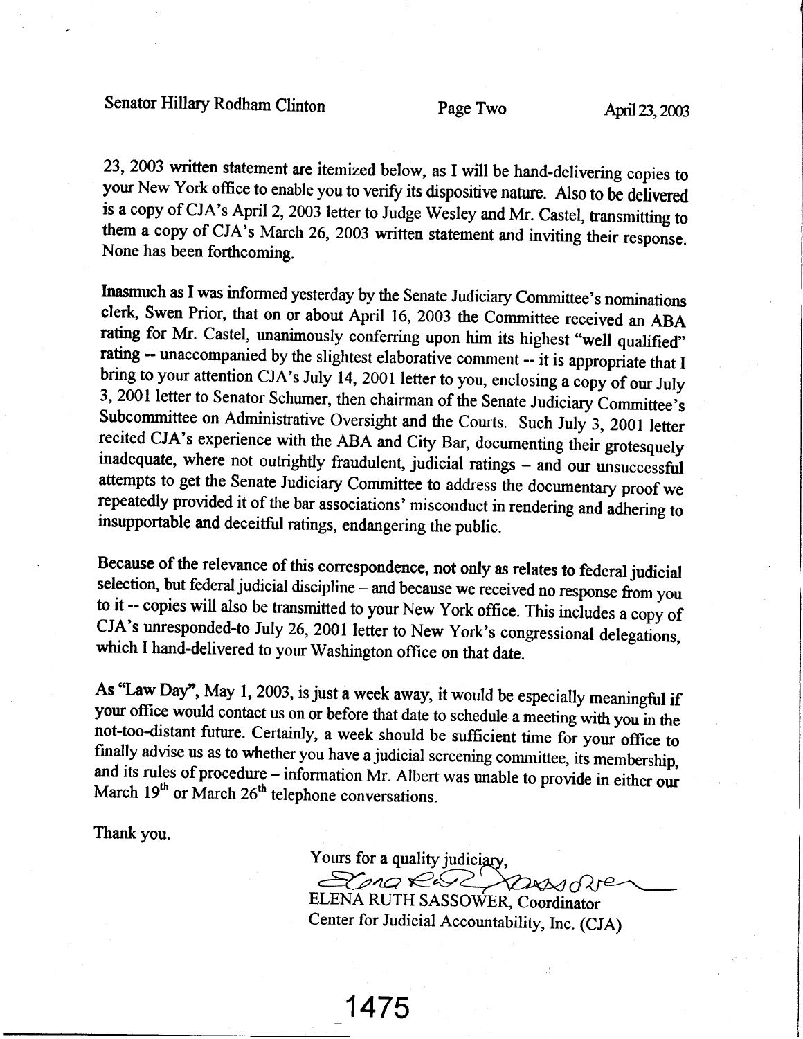23, 2003 written statement are itemized below, as I will be hand-delivering copies to your New York office to enable you to verify its dispositive nature. Also to be delivered is a copy of CJA's April 2, 2003 letter to Judge Wesley and Mr. Castel, transmitting to them a copy of CJA's March 26, 2003 written statement and inviting their response. None has been forthcoming.

Inasmuch as I was informed yesterday by the Senate Judiciary Committee's nominations clerk, Swen Prior, that on or about April 16, 2003 the Committee received an ABA rating for Mr. Castel, unanimously conferring upon him its highest "well qualified" rating -- unaccompanied by the slightest elaborative comment -- it is appropriate that I bring to your attention CJA's July 14, 2001 letter to you, enclosing a copy of our July 3, 2001 letter to Senator Schumer, then chairman of the Senate Judiciary Committee's Subcommittee on Administrative Oversight and the Courts. Such July 3, 2001 letter recited CJA's experience with the ABA and City Bar, documenting their grotesquely inadequate, where not outrightly fraudulent, judicial ratings – and our unsuccessful attempts to get the Senate Judiciary Committee to address the documentary proof we repeatedly provided it of the bar associations' misconduct in rendering and adhering to insupportable and deceitful ratings, endangering the public.

Because of the relevance of this correspondence, not only as relates to federal judicial selection, but federal judicial discipline – and because we received no response from you to it -- copies will also be transmitted to your New York office. This includes a copy of CJA's unresponded-to July 26, 2001 letter to New York's congressional delegations, which I hand-delivered to your Washington office on that date.

As "Law Day", May 1, 2003, is just a week away, it would be especially meaningful if your office would contact us on or before that date to schedule a meeting with you in the not-too-distant future. Certainly, a week should be sufficient time for your office to finally advise us as to whether you have a judicial screening committee, its membership, and its rules of procedure – information Mr. Albert was unable to provide in either our March 19th or March 26th telephone conversations.

Thank you.

Yours for a quality judiciary,

ELENA RUTH SASSOWER, Coordinator
Center for Judicial Accountability, Inc. (CJA)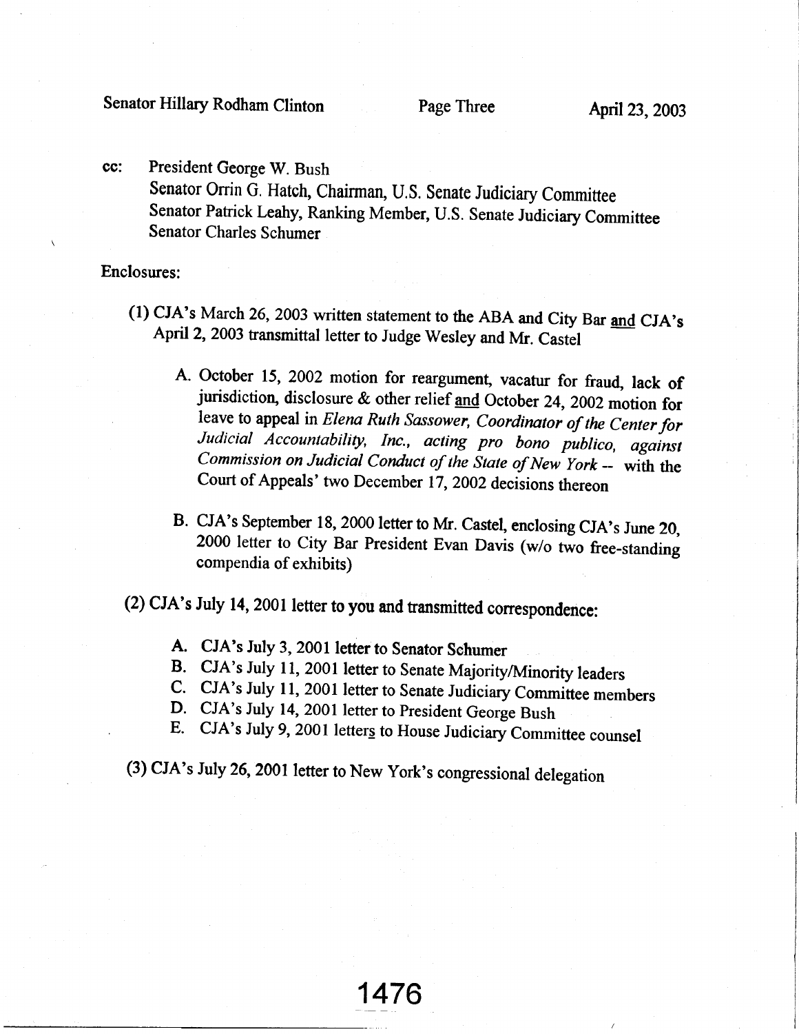cc: President George W. Bush
Senator Orrin G. Hatch, Chairman, U.S. Senate Judiciary Committee
Senator Patrick Leahy, Ranking Member, U.S. Senate Judiciary Committee
Senator Charles Schumer

Enclosures:

(1) CJA's March 26, 2003 written statement to the ABA and City Bar and CJA's April 2, 2003 transmittal letter to Judge Wesley and Mr. Castel

- A. October 15, 2002 motion for reargument, vacatur for fraud, lack of jurisdiction, disclosure & other relief and October 24, 2002 motion for leave to appeal in *Elena Ruth Sassower, Coordinator of the Center for Judicial Accountability, Inc., acting pro bono publico, against Commission on Judicial Conduct of the State of New York* -- with the Court of Appeals' two December 17, 2002 decisions thereon

- B. CJA's September 18, 2000 letter to Mr. Castel, enclosing CJA's June 20, 2000 letter to City Bar President Evan Davis (w/o two free-standing compendia of exhibits)

(2) CJA's July 14, 2001 letter to you and transmitted correspondence:

- A. CJA's July 3, 2001 letter to Senator Schumer
- B. CJA's July 11, 2001 letter to Senate Majority/Minority leaders
- C. CJA's July 11, 2001 letter to Senate Judiciary Committee members
- D. CJA's July 14, 2001 letter to President George Bush
- E. CJA's July 9, 2001 letters to House Judiciary Committee counsel

(3) CJA's July 26, 2001 letter to New York's congressional delegation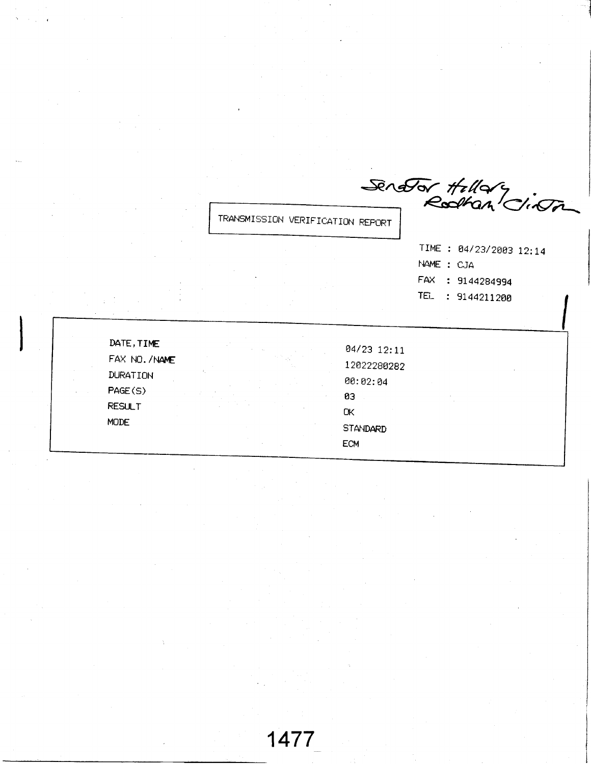Senator Hillary Rodham Clinton

TRANSMISSION VERIFICATION REPORT

TIME : 04/23/2003 12:14
NAME : CJA
FAX : 9144284994
TEL : 9144211200

| | |
|---|---|
| DATE,TIME | 04/23 12:11 |
| FAX NO./NAME | 12022280282 |
| DURATION | 00:02:04 |
| PAGE(S) | 03 |
| RESULT | OK |
| MODE | STANDARD<br>ECM |